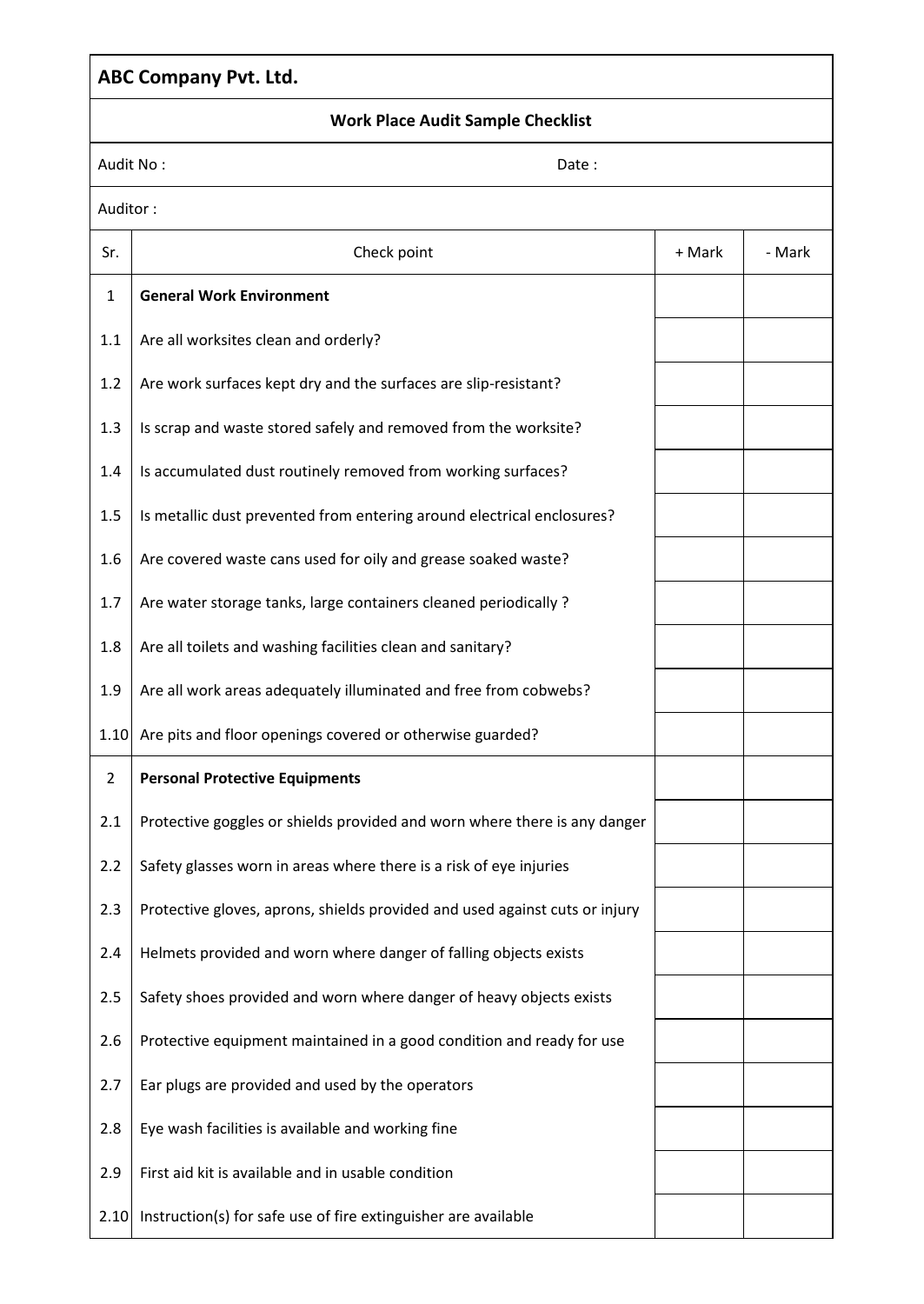## ABC Company Pvt. Ltd.

### Work Place Audit Sample Checklist

Audit No :                                                                 Date :

Auditor :

| Sr. | Check point | + Mark | - Mark |
|---|---|---|---|
| 1 | **General Work Environment** | | |
| 1.1 | Are all worksites clean and orderly? | | |
| 1.2 | Are work surfaces kept dry and the surfaces are slip-resistant? | | |
| 1.3 | Is scrap and waste stored safely and removed from the worksite? | | |
| 1.4 | Is accumulated dust routinely removed from working surfaces? | | |
| 1.5 | Is metallic dust prevented from entering around electrical enclosures? | | |
| 1.6 | Are covered waste cans used for oily and grease soaked waste? | | |
| 1.7 | Are water storage tanks, large containers cleaned periodically ? | | |
| 1.8 | Are all toilets and washing facilities clean and sanitary? | | |
| 1.9 | Are all work areas adequately illuminated and free from cobwebs? | | |
| 1.10 | Are pits and floor openings covered or otherwise guarded? | | |
| 2 | **Personal Protective Equipments** | | |
| 2.1 | Protective goggles or shields provided and worn where there is any danger | | |
| 2.2 | Safety glasses worn in areas where there is a risk of eye injuries | | |
| 2.3 | Protective gloves, aprons, shields provided and used against cuts or injury | | |
| 2.4 | Helmets provided and worn where danger of falling objects exists | | |
| 2.5 | Safety shoes provided and worn where danger of heavy objects exists | | |
| 2.6 | Protective equipment maintained in a good condition and ready for use | | |
| 2.7 | Ear plugs are provided and used by the operators | | |
| 2.8 | Eye wash facilities is available and working fine | | |
| 2.9 | First aid kit is available and in usable condition | | |
| 2.10 | Instruction(s) for safe use of fire extinguisher are available | | |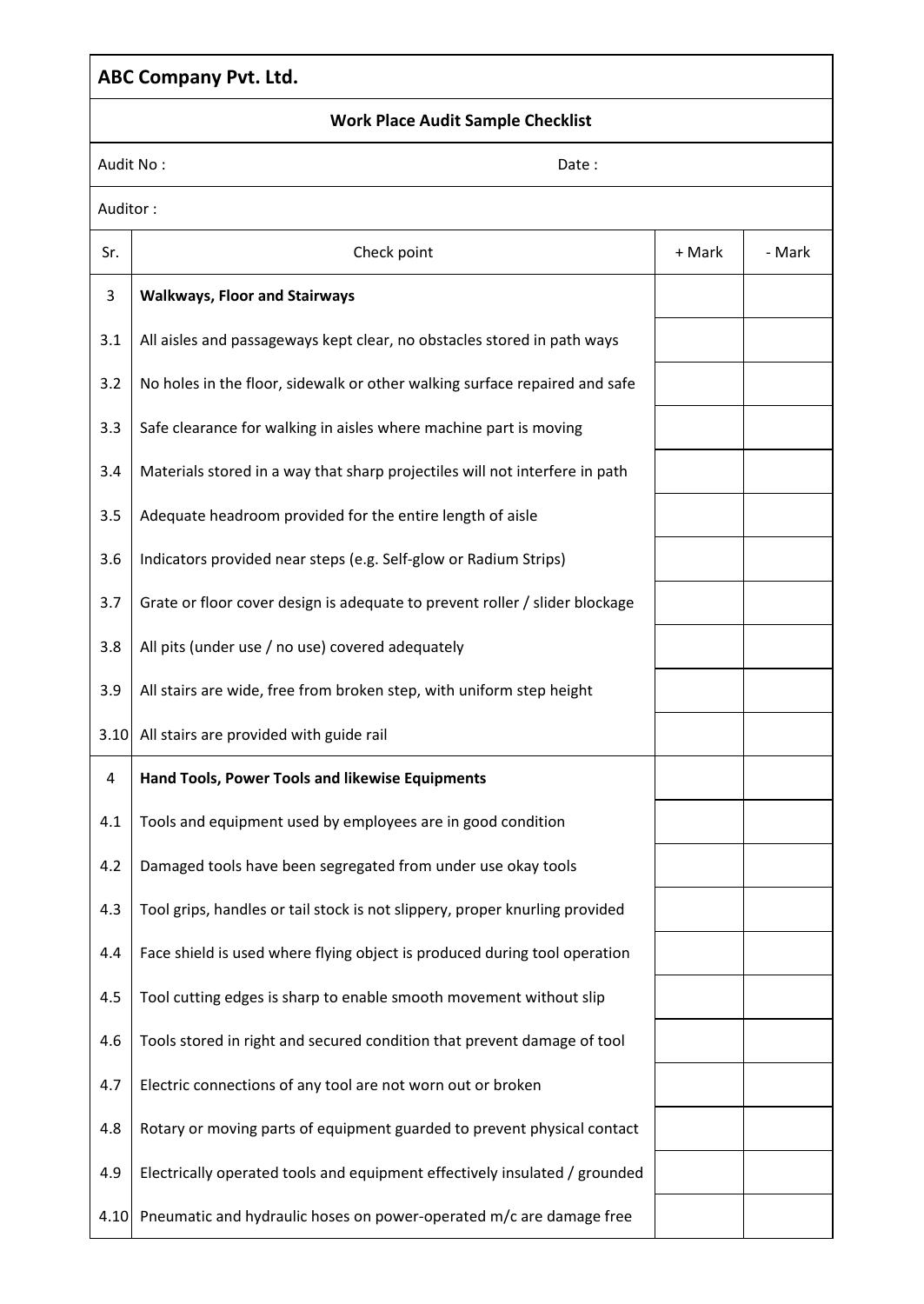**ABC Company Pvt. Ltd.**

**Work Place Audit Sample Checklist**

Audit No : Date :

Auditor :

| Sr. | Check point | + Mark | - Mark |
|---|---|---|---|
| 3 | **Walkways, Floor and Stairways** | | |
| 3.1 | All aisles and passageways kept clear, no obstacles stored in path ways | | |
| 3.2 | No holes in the floor, sidewalk or other walking surface repaired and safe | | |
| 3.3 | Safe clearance for walking in aisles where machine part is moving | | |
| 3.4 | Materials stored in a way that sharp projectiles will not interfere in path | | |
| 3.5 | Adequate headroom provided for the entire length of aisle | | |
| 3.6 | Indicators provided near steps (e.g. Self-glow or Radium Strips) | | |
| 3.7 | Grate or floor cover design is adequate to prevent roller / slider blockage | | |
| 3.8 | All pits (under use / no use) covered adequately | | |
| 3.9 | All stairs are wide, free from broken step, with uniform step height | | |
| 3.10 | All stairs are provided with guide rail | | |
| 4 | **Hand Tools, Power Tools and likewise Equipments** | | |
| 4.1 | Tools and equipment used by employees are in good condition | | |
| 4.2 | Damaged tools have been segregated from under use okay tools | | |
| 4.3 | Tool grips, handles or tail stock is not slippery, proper knurling provided | | |
| 4.4 | Face shield is used where flying object is produced during tool operation | | |
| 4.5 | Tool cutting edges is sharp to enable smooth movement without slip | | |
| 4.6 | Tools stored in right and secured condition that prevent damage of tool | | |
| 4.7 | Electric connections of any tool are not worn out or broken | | |
| 4.8 | Rotary or moving parts of equipment guarded to prevent physical contact | | |
| 4.9 | Electrically operated tools and equipment effectively insulated / grounded | | |
| 4.10 | Pneumatic and hydraulic hoses on power-operated m/c are damage free | | |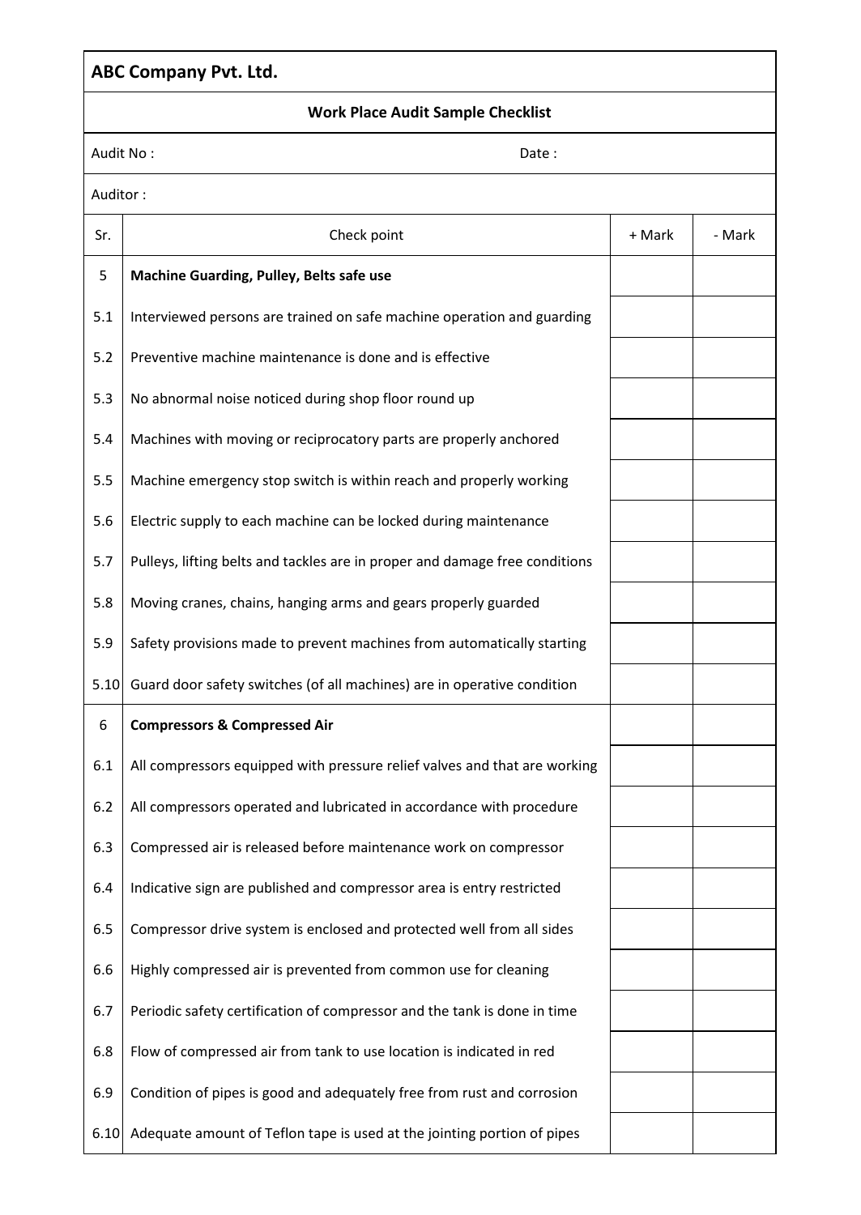**ABC Company Pvt. Ltd.**

**Work Place Audit Sample Checklist**

Audit No :                                                                 Date :

Auditor :

| Sr. | Check point | + Mark | - Mark |
|---|---|---|---|
| 5 | **Machine Guarding, Pulley, Belts safe use** | | |
| 5.1 | Interviewed persons are trained on safe machine operation and guarding | | |
| 5.2 | Preventive machine maintenance is done and is effective | | |
| 5.3 | No abnormal noise noticed during shop floor round up | | |
| 5.4 | Machines with moving or reciprocatory parts are properly anchored | | |
| 5.5 | Machine emergency stop switch is within reach and properly working | | |
| 5.6 | Electric supply to each machine can be locked during maintenance | | |
| 5.7 | Pulleys, lifting belts and tackles are in proper and damage free conditions | | |
| 5.8 | Moving cranes, chains, hanging arms and gears properly guarded | | |
| 5.9 | Safety provisions made to prevent machines from automatically starting | | |
| 5.10 | Guard door safety switches (of all machines) are in operative condition | | |
| 6 | **Compressors & Compressed Air** | | |
| 6.1 | All compressors equipped with pressure relief valves and that are working | | |
| 6.2 | All compressors operated and lubricated in accordance with procedure | | |
| 6.3 | Compressed air is released before maintenance work on compressor | | |
| 6.4 | Indicative sign are published and compressor area is entry restricted | | |
| 6.5 | Compressor drive system is enclosed and protected well from all sides | | |
| 6.6 | Highly compressed air is prevented from common use for cleaning | | |
| 6.7 | Periodic safety certification of compressor and the tank is done in time | | |
| 6.8 | Flow of compressed air from tank to use location is indicated in red | | |
| 6.9 | Condition of pipes is good and adequately free from rust and corrosion | | |
| 6.10 | Adequate amount of Teflon tape is used at the jointing portion of pipes | | |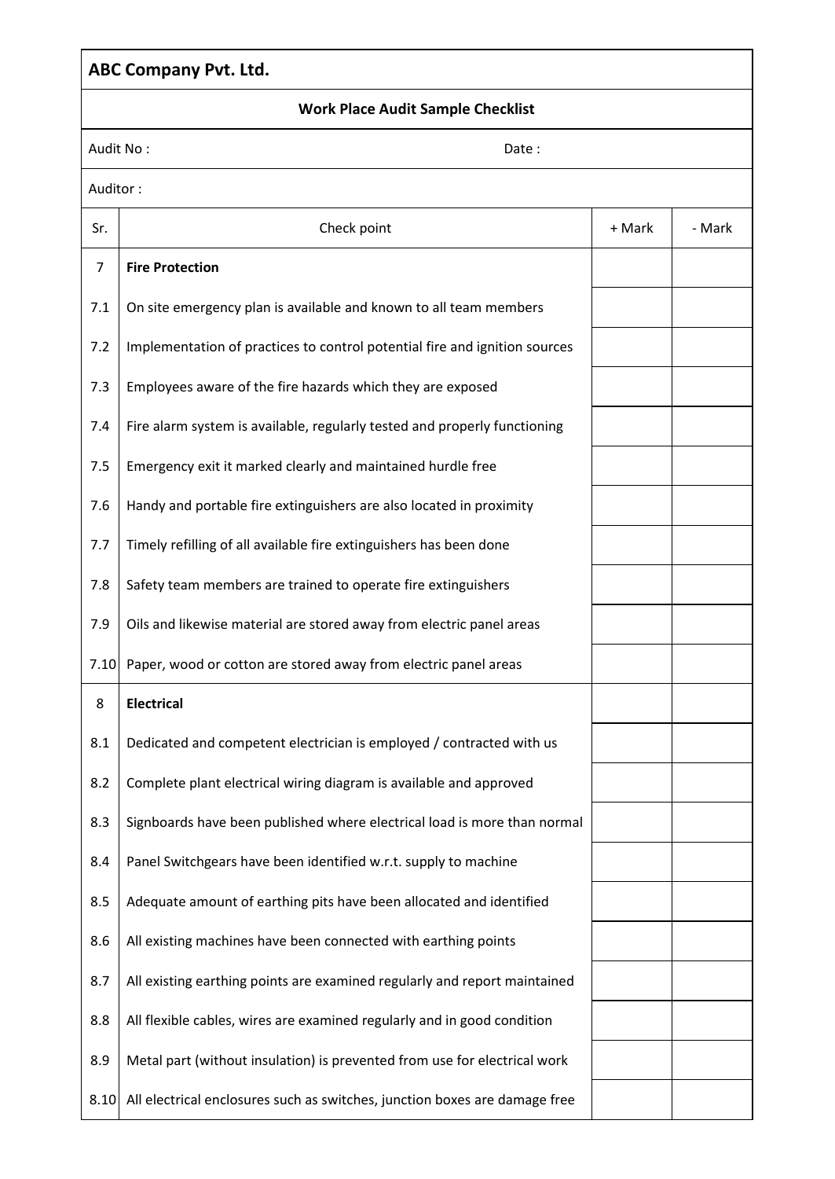**ABC Company Pvt. Ltd.**

**Work Place Audit Sample Checklist**

Audit No : Date :

Auditor :

| Sr. | Check point | + Mark | - Mark |
|---|---|---|---|
| 7 | **Fire Protection** | | |
| 7.1 | On site emergency plan is available and known to all team members | | |
| 7.2 | Implementation of practices to control potential fire and ignition sources | | |
| 7.3 | Employees aware of the fire hazards which they are exposed | | |
| 7.4 | Fire alarm system is available, regularly tested and properly functioning | | |
| 7.5 | Emergency exit it marked clearly and maintained hurdle free | | |
| 7.6 | Handy and portable fire extinguishers are also located in proximity | | |
| 7.7 | Timely refilling of all available fire extinguishers has been done | | |
| 7.8 | Safety team members are trained to operate fire extinguishers | | |
| 7.9 | Oils and likewise material are stored away from electric panel areas | | |
| 7.10 | Paper, wood or cotton are stored away from electric panel areas | | |
| 8 | **Electrical** | | |
| 8.1 | Dedicated and competent electrician is employed / contracted with us | | |
| 8.2 | Complete plant electrical wiring diagram is available and approved | | |
| 8.3 | Signboards have been published where electrical load is more than normal | | |
| 8.4 | Panel Switchgears have been identified w.r.t. supply to machine | | |
| 8.5 | Adequate amount of earthing pits have been allocated and identified | | |
| 8.6 | All existing machines have been connected with earthing points | | |
| 8.7 | All existing earthing points are examined regularly and report maintained | | |
| 8.8 | All flexible cables, wires are examined regularly and in good condition | | |
| 8.9 | Metal part (without insulation) is prevented from use for electrical work | | |
| 8.10 | All electrical enclosures such as switches, junction boxes are damage free | | |